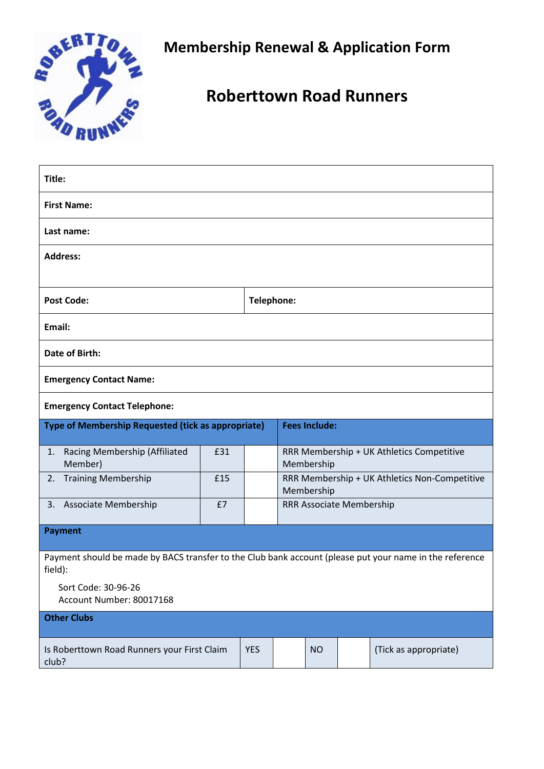# Membership Renewal & Application Form

# Roberttown Road Runners

| | |
|---|---|
| **Title:** | |
| **First Name:** | |
| **Last name:** | |
| **Address:** | |
| **Post Code:** | **Telephone:** |
| **Email:** | |
| **Date of Birth:** | |
| **Emergency Contact Name:** | |
| **Emergency Contact Telephone:** | |

| **Type of Membership Requested (tick as appropriate)** | | | **Fees Include:** |
|---|---|---|---|
| 1. Racing Membership (Affiliated Member) | £31 | | RRR Membership + UK Athletics Competitive Membership |
| 2. Training Membership | £15 | | RRR Membership + UK Athletics Non-Competitive Membership |
| 3. Associate Membership | £7 | | RRR Associate Membership |

**Payment**

Payment should be made by BACS transfer to the Club bank account (please put your name in the reference field):

Sort Code: 30-96-26
Account Number: 80017168

**Other Clubs**

| Is Roberttown Road Runners your First Claim club? | YES | | NO | | (Tick as appropriate) |
|---|---|---|---|---|---|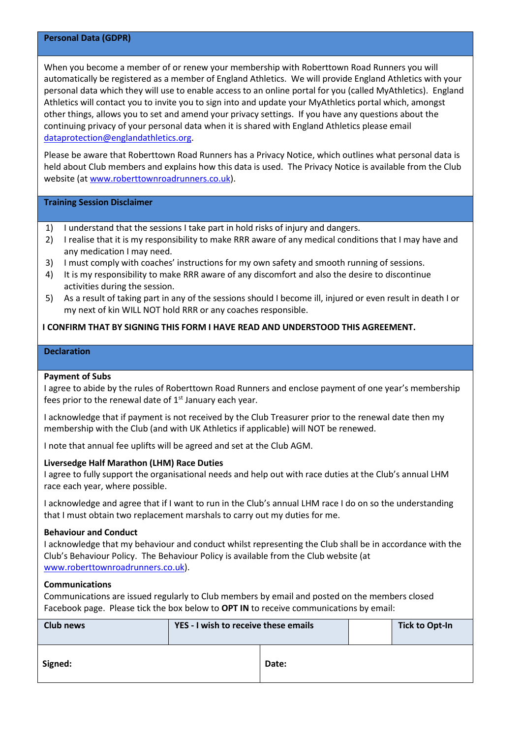## Personal Data (GDPR)

When you become a member of or renew your membership with Roberttown Road Runners you will automatically be registered as a member of England Athletics. We will provide England Athletics with your personal data which they will use to enable access to an online portal for you (called MyAthletics). England Athletics will contact you to invite you to sign into and update your MyAthletics portal which, amongst other things, allows you to set and amend your privacy settings. If you have any questions about the continuing privacy of your personal data when it is shared with England Athletics please email dataprotection@englandathletics.org.

Please be aware that Roberttown Road Runners has a Privacy Notice, which outlines what personal data is held about Club members and explains how this data is used. The Privacy Notice is available from the Club website (at www.roberttownroadrunners.co.uk).

## Training Session Disclaimer

1) I understand that the sessions I take part in hold risks of injury and dangers.
2) I realise that it is my responsibility to make RRR aware of any medical conditions that I may have and any medication I may need.
3) I must comply with coaches' instructions for my own safety and smooth running of sessions.
4) It is my responsibility to make RRR aware of any discomfort and also the desire to discontinue activities during the session.
5) As a result of taking part in any of the sessions should I become ill, injured or even result in death I or my next of kin WILL NOT hold RRR or any coaches responsible.

**I CONFIRM THAT BY SIGNING THIS FORM I HAVE READ AND UNDERSTOOD THIS AGREEMENT.**

## Declaration

**Payment of Subs**

I agree to abide by the rules of Roberttown Road Runners and enclose payment of one year's membership fees prior to the renewal date of 1st January each year.

I acknowledge that if payment is not received by the Club Treasurer prior to the renewal date then my membership with the Club (and with UK Athletics if applicable) will NOT be renewed.

I note that annual fee uplifts will be agreed and set at the Club AGM.

**Liversedge Half Marathon (LHM) Race Duties**

I agree to fully support the organisational needs and help out with race duties at the Club's annual LHM race each year, where possible.

I acknowledge and agree that if I want to run in the Club's annual LHM race I do on so the understanding that I must obtain two replacement marshals to carry out my duties for me.

**Behaviour and Conduct**

I acknowledge that my behaviour and conduct whilst representing the Club shall be in accordance with the Club's Behaviour Policy. The Behaviour Policy is available from the Club website (at www.roberttownroadrunners.co.uk).

**Communications**

Communications are issued regularly to Club members by email and posted on the members closed Facebook page. Please tick the box below to **OPT IN** to receive communications by email:

| | | | |
|---|---|---|---|
| **Club news** | **YES - I wish to receive these emails** | | **Tick to Opt-In** |

| | |
|---|---|
| **Signed:** | **Date:** |